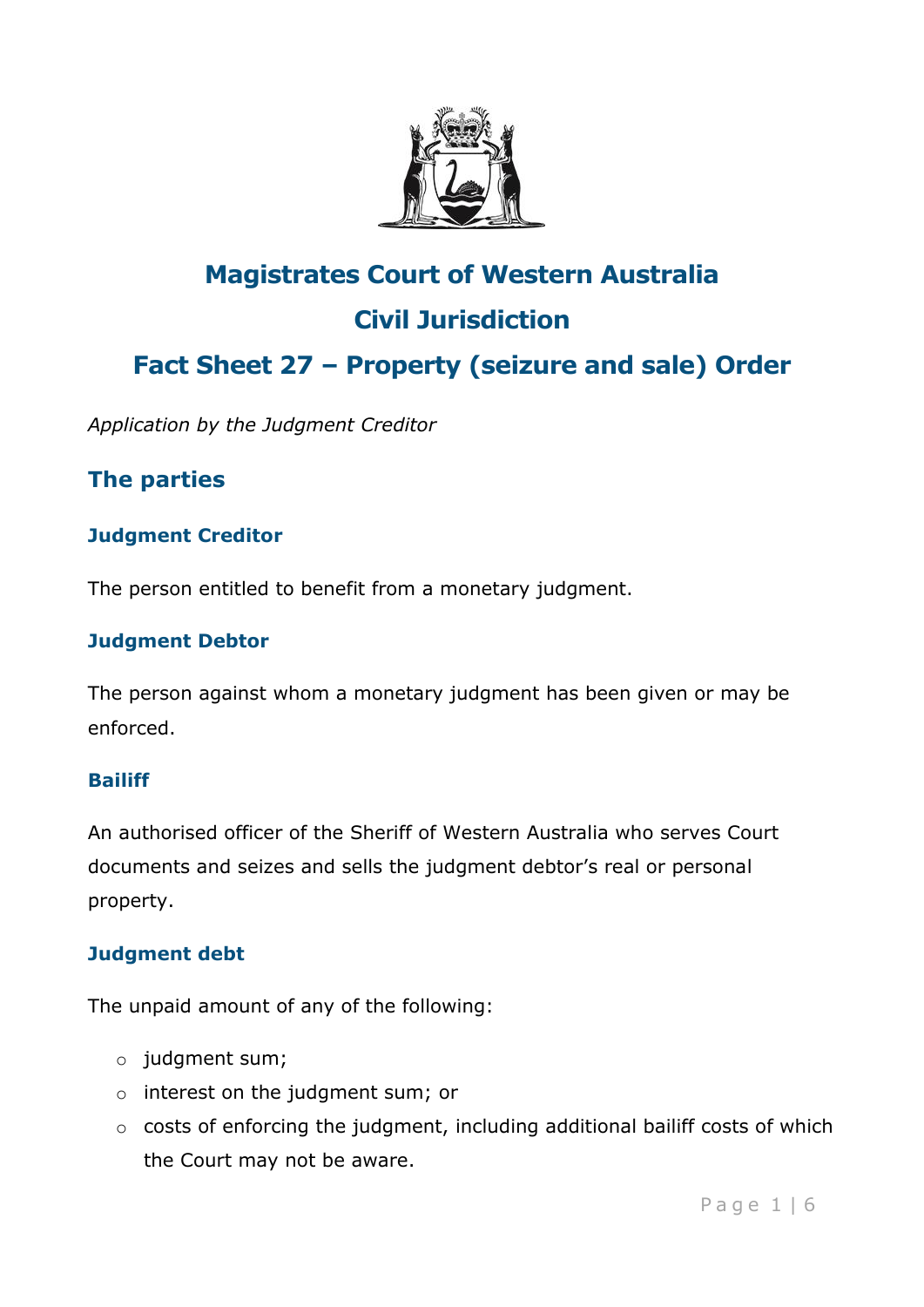# Magistrates Court of Western Australia

# Civil Jurisdiction

# Fact Sheet 27 – Property (seizure and sale) Order

*Application by the Judgment Creditor*

## The parties

### Judgment Creditor

The person entitled to benefit from a monetary judgment.

### Judgment Debtor

The person against whom a monetary judgment has been given or may be enforced.

### Bailiff

An authorised officer of the Sheriff of Western Australia who serves Court documents and seizes and sells the judgment debtor's real or personal property.

### Judgment debt

The unpaid amount of any of the following:

- judgment sum;
- interest on the judgment sum; or
- costs of enforcing the judgment, including additional bailiff costs of which the Court may not be aware.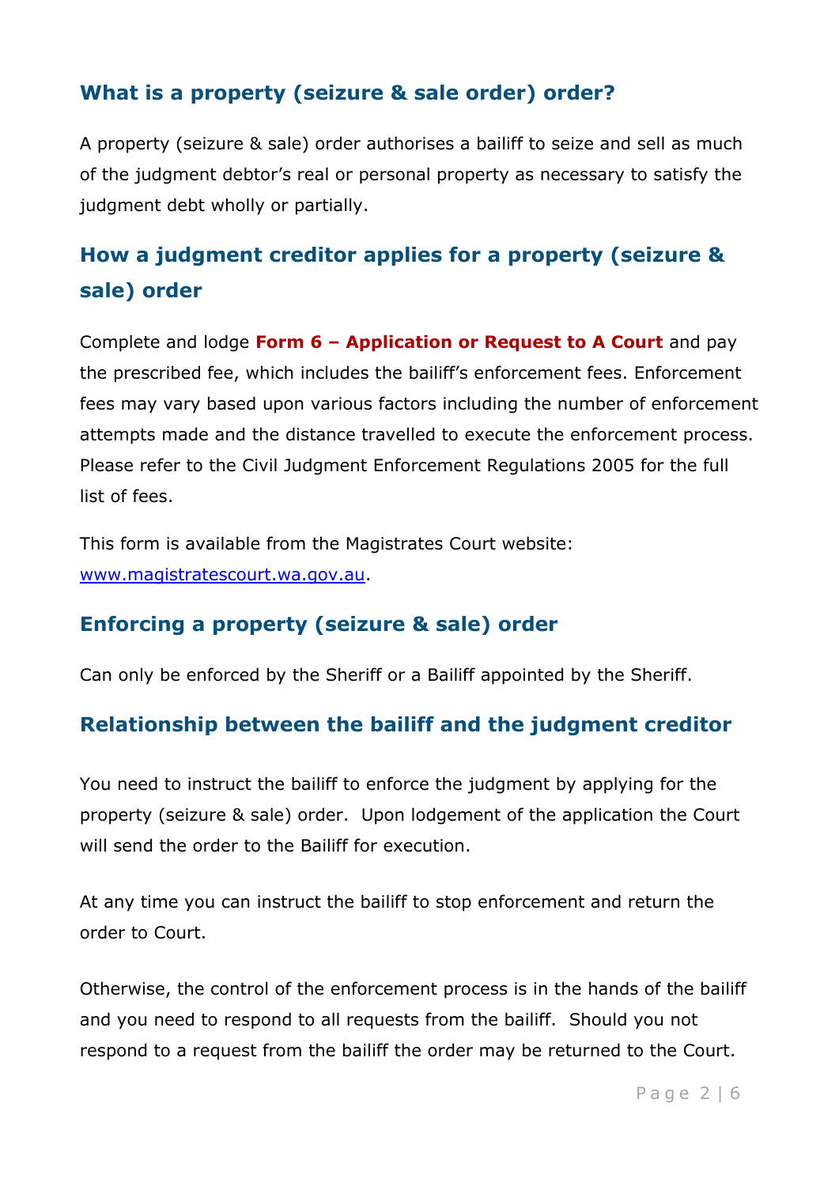## What is a property (seizure & sale order) order?

A property (seizure & sale) order authorises a bailiff to seize and sell as much of the judgment debtor's real or personal property as necessary to satisfy the judgment debt wholly or partially.

## How a judgment creditor applies for a property (seizure & sale) order

Complete and lodge **Form 6 – Application or Request to A Court** and pay the prescribed fee, which includes the bailiff's enforcement fees. Enforcement fees may vary based upon various factors including the number of enforcement attempts made and the distance travelled to execute the enforcement process. Please refer to the Civil Judgment Enforcement Regulations 2005 for the full list of fees.

This form is available from the Magistrates Court website: [www.magistratescourt.wa.gov.au](http://www.magistratescourt.wa.gov.au).

## Enforcing a property (seizure & sale) order

Can only be enforced by the Sheriff or a Bailiff appointed by the Sheriff.

## Relationship between the bailiff and the judgment creditor

You need to instruct the bailiff to enforce the judgment by applying for the property (seizure & sale) order. Upon lodgement of the application the Court will send the order to the Bailiff for execution.

At any time you can instruct the bailiff to stop enforcement and return the order to Court.

Otherwise, the control of the enforcement process is in the hands of the bailiff and you need to respond to all requests from the bailiff. Should you not respond to a request from the bailiff the order may be returned to the Court.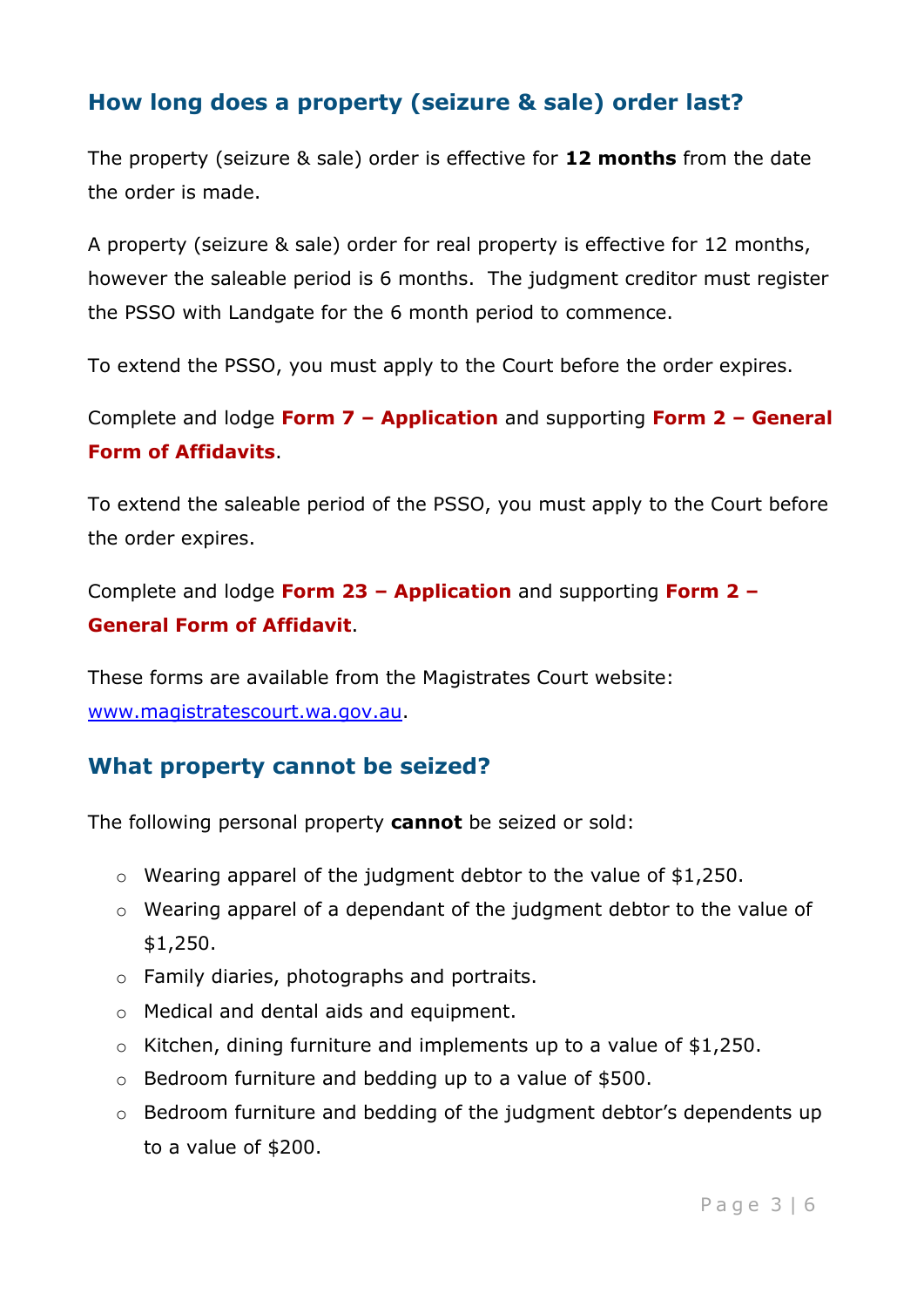## How long does a property (seizure & sale) order last?

The property (seizure & sale) order is effective for **12 months** from the date the order is made.

A property (seizure & sale) order for real property is effective for 12 months, however the saleable period is 6 months. The judgment creditor must register the PSSO with Landgate for the 6 month period to commence.

To extend the PSSO, you must apply to the Court before the order expires.

Complete and lodge **Form 7 – Application** and supporting **Form 2 – General Form of Affidavits**.

To extend the saleable period of the PSSO, you must apply to the Court before the order expires.

Complete and lodge **Form 23 – Application** and supporting **Form 2 – General Form of Affidavit**.

These forms are available from the Magistrates Court website: [www.magistratescourt.wa.gov.au](http://www.magistratescourt.wa.gov.au).

## What property cannot be seized?

The following personal property **cannot** be seized or sold:

- Wearing apparel of the judgment debtor to the value of $1,250.
- Wearing apparel of a dependant of the judgment debtor to the value of $1,250.
- Family diaries, photographs and portraits.
- Medical and dental aids and equipment.
- Kitchen, dining furniture and implements up to a value of $1,250.
- Bedroom furniture and bedding up to a value of $500.
- Bedroom furniture and bedding of the judgment debtor's dependents up to a value of $200.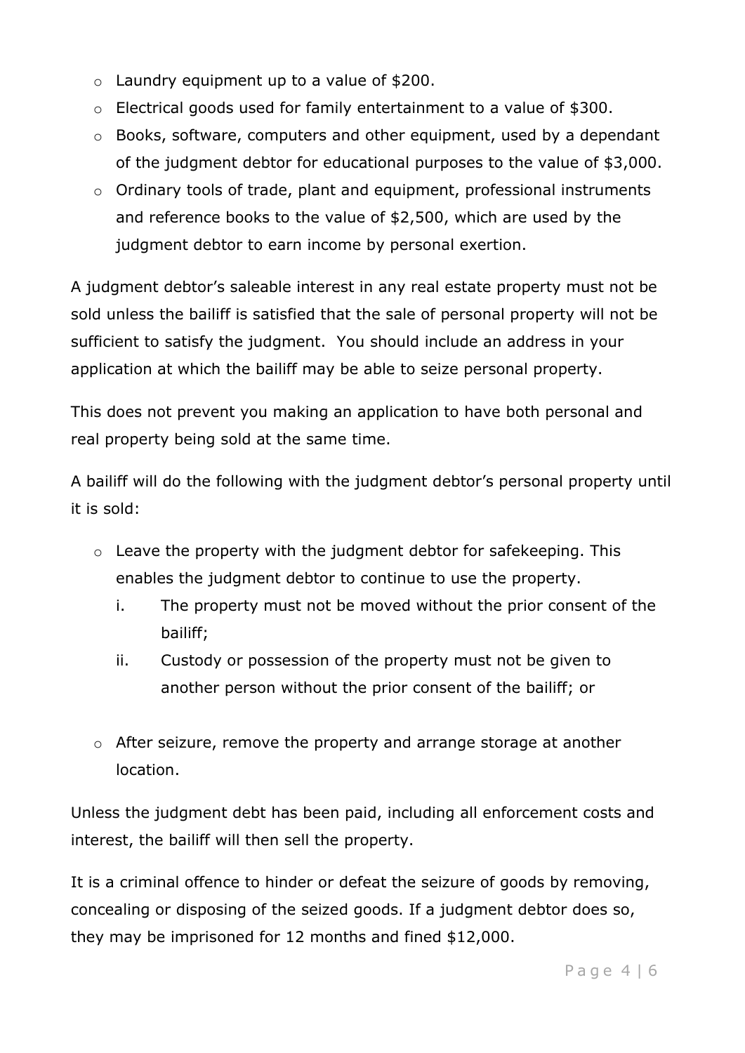- Laundry equipment up to a value of $200.
- Electrical goods used for family entertainment to a value of $300.
- Books, software, computers and other equipment, used by a dependant of the judgment debtor for educational purposes to the value of $3,000.
- Ordinary tools of trade, plant and equipment, professional instruments and reference books to the value of $2,500, which are used by the judgment debtor to earn income by personal exertion.

A judgment debtor's saleable interest in any real estate property must not be sold unless the bailiff is satisfied that the sale of personal property will not be sufficient to satisfy the judgment. You should include an address in your application at which the bailiff may be able to seize personal property.

This does not prevent you making an application to have both personal and real property being sold at the same time.

A bailiff will do the following with the judgment debtor's personal property until it is sold:

- Leave the property with the judgment debtor for safekeeping. This enables the judgment debtor to continue to use the property.
  1. The property must not be moved without the prior consent of the bailiff;
  2. Custody or possession of the property must not be given to another person without the prior consent of the bailiff; or
- After seizure, remove the property and arrange storage at another location.

Unless the judgment debt has been paid, including all enforcement costs and interest, the bailiff will then sell the property.

It is a criminal offence to hinder or defeat the seizure of goods by removing, concealing or disposing of the seized goods. If a judgment debtor does so, they may be imprisoned for 12 months and fined $12,000.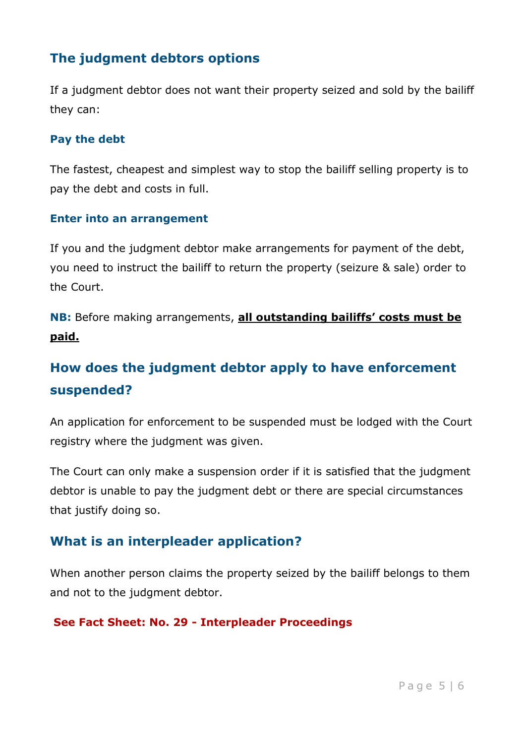## The judgment debtors options

If a judgment debtor does not want their property seized and sold by the bailiff they can:

### Pay the debt

The fastest, cheapest and simplest way to stop the bailiff selling property is to pay the debt and costs in full.

### Enter into an arrangement

If you and the judgment debtor make arrangements for payment of the debt, you need to instruct the bailiff to return the property (seizure & sale) order to the Court.

**NB:** Before making arrangements, **all outstanding bailiffs' costs must be paid.**

## How does the judgment debtor apply to have enforcement suspended?

An application for enforcement to be suspended must be lodged with the Court registry where the judgment was given.

The Court can only make a suspension order if it is satisfied that the judgment debtor is unable to pay the judgment debt or there are special circumstances that justify doing so.

## What is an interpleader application?

When another person claims the property seized by the bailiff belongs to them and not to the judgment debtor.

**See Fact Sheet: No. 29 - Interpleader Proceedings**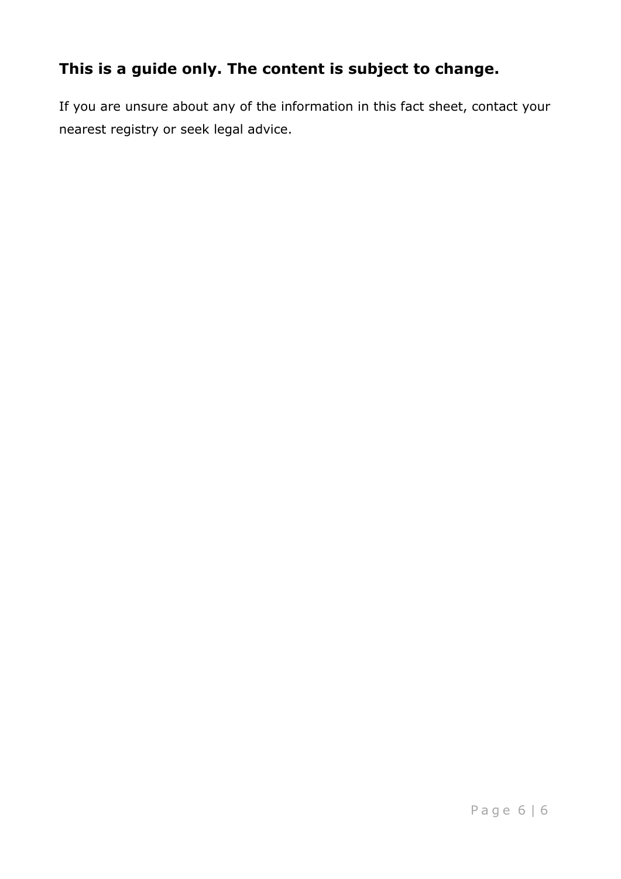**This is a guide only. The content is subject to change.**

If you are unsure about any of the information in this fact sheet, contact your nearest registry or seek legal advice.